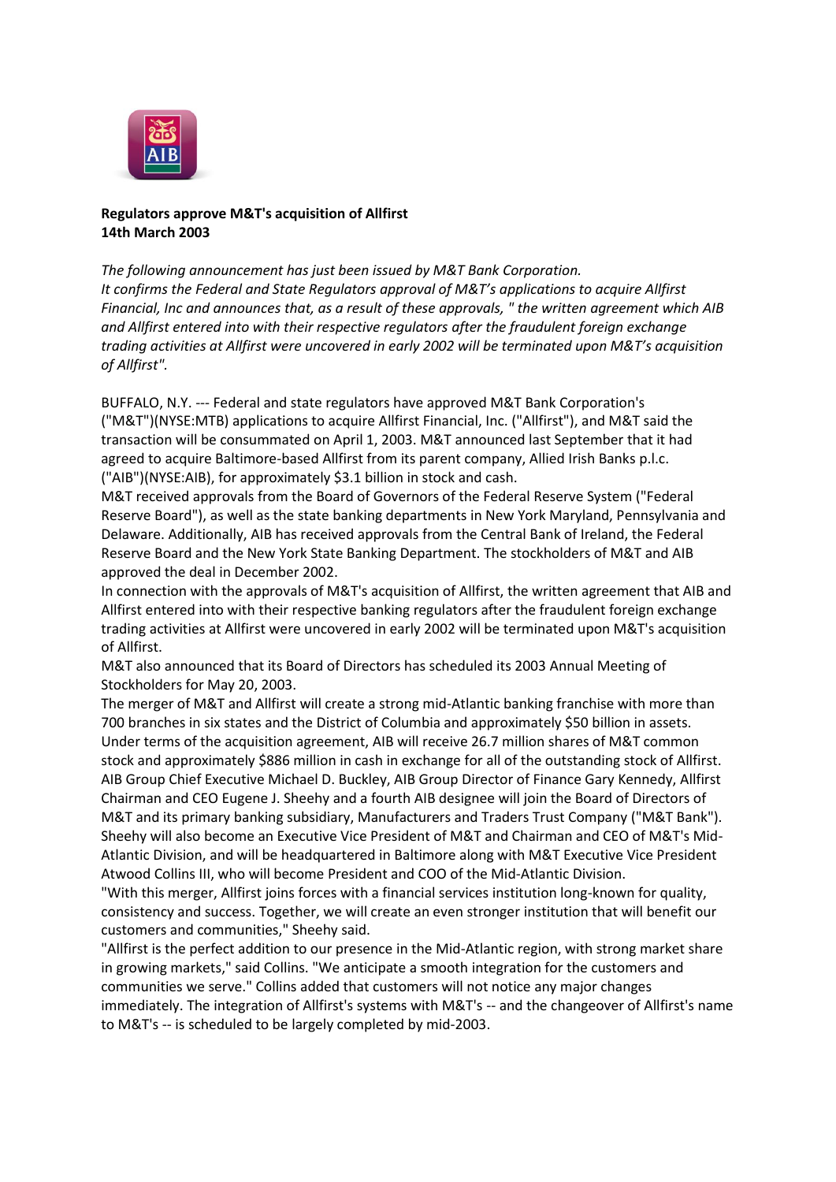**Regulators approve M&T's acquisition of Allfirst**
**14th March 2003**

*The following announcement has just been issued by M&T Bank Corporation.*
*It confirms the Federal and State Regulators approval of M&T's applications to acquire Allfirst Financial, Inc and announces that, as a result of these approvals, " the written agreement which AIB and Allfirst entered into with their respective regulators after the fraudulent foreign exchange trading activities at Allfirst were uncovered in early 2002 will be terminated upon M&T's acquisition of Allfirst".*

BUFFALO, N.Y. --- Federal and state regulators have approved M&T Bank Corporation's ("M&T")(NYSE:MTB) applications to acquire Allfirst Financial, Inc. ("Allfirst"), and M&T said the transaction will be consummated on April 1, 2003. M&T announced last September that it had agreed to acquire Baltimore-based Allfirst from its parent company, Allied Irish Banks p.l.c. ("AIB")(NYSE:AIB), for approximately $3.1 billion in stock and cash.

M&T received approvals from the Board of Governors of the Federal Reserve System ("Federal Reserve Board"), as well as the state banking departments in New York Maryland, Pennsylvania and Delaware. Additionally, AIB has received approvals from the Central Bank of Ireland, the Federal Reserve Board and the New York State Banking Department. The stockholders of M&T and AIB approved the deal in December 2002.

In connection with the approvals of M&T's acquisition of Allfirst, the written agreement that AIB and Allfirst entered into with their respective banking regulators after the fraudulent foreign exchange trading activities at Allfirst were uncovered in early 2002 will be terminated upon M&T's acquisition of Allfirst.

M&T also announced that its Board of Directors has scheduled its 2003 Annual Meeting of Stockholders for May 20, 2003.

The merger of M&T and Allfirst will create a strong mid-Atlantic banking franchise with more than 700 branches in six states and the District of Columbia and approximately $50 billion in assets.

Under terms of the acquisition agreement, AIB will receive 26.7 million shares of M&T common stock and approximately $886 million in cash in exchange for all of the outstanding stock of Allfirst.

AIB Group Chief Executive Michael D. Buckley, AIB Group Director of Finance Gary Kennedy, Allfirst Chairman and CEO Eugene J. Sheehy and a fourth AIB designee will join the Board of Directors of M&T and its primary banking subsidiary, Manufacturers and Traders Trust Company ("M&T Bank"). Sheehy will also become an Executive Vice President of M&T and Chairman and CEO of M&T's Mid-Atlantic Division, and will be headquartered in Baltimore along with M&T Executive Vice President Atwood Collins III, who will become President and COO of the Mid-Atlantic Division.

"With this merger, Allfirst joins forces with a financial services institution long-known for quality, consistency and success. Together, we will create an even stronger institution that will benefit our customers and communities," Sheehy said.

"Allfirst is the perfect addition to our presence in the Mid-Atlantic region, with strong market share in growing markets," said Collins. "We anticipate a smooth integration for the customers and communities we serve." Collins added that customers will not notice any major changes immediately. The integration of Allfirst's systems with M&T's -- and the changeover of Allfirst's name to M&T's -- is scheduled to be largely completed by mid-2003.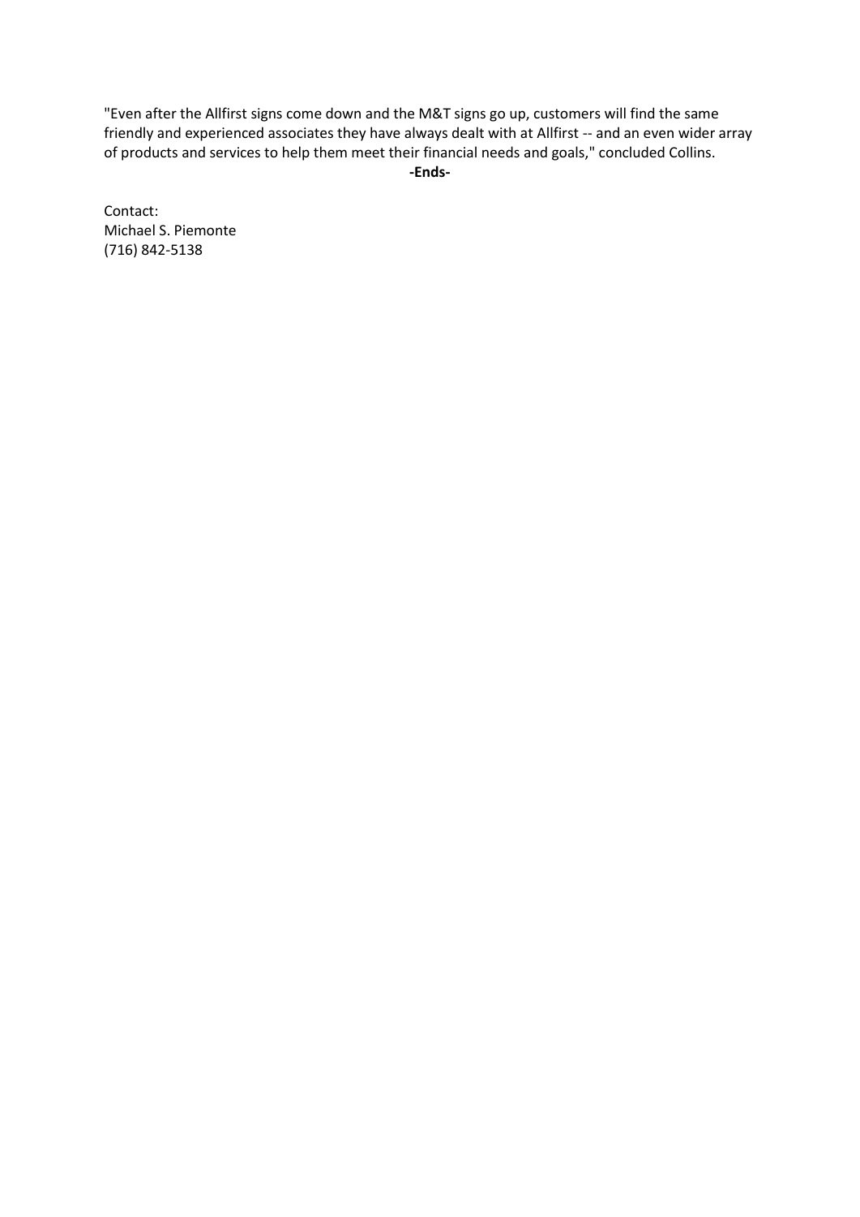"Even after the Allfirst signs come down and the M&T signs go up, customers will find the same friendly and experienced associates they have always dealt with at Allfirst -- and an even wider array of products and services to help them meet their financial needs and goals," concluded Collins.

**-Ends-**

Contact:
Michael S. Piemonte
(716) 842-5138